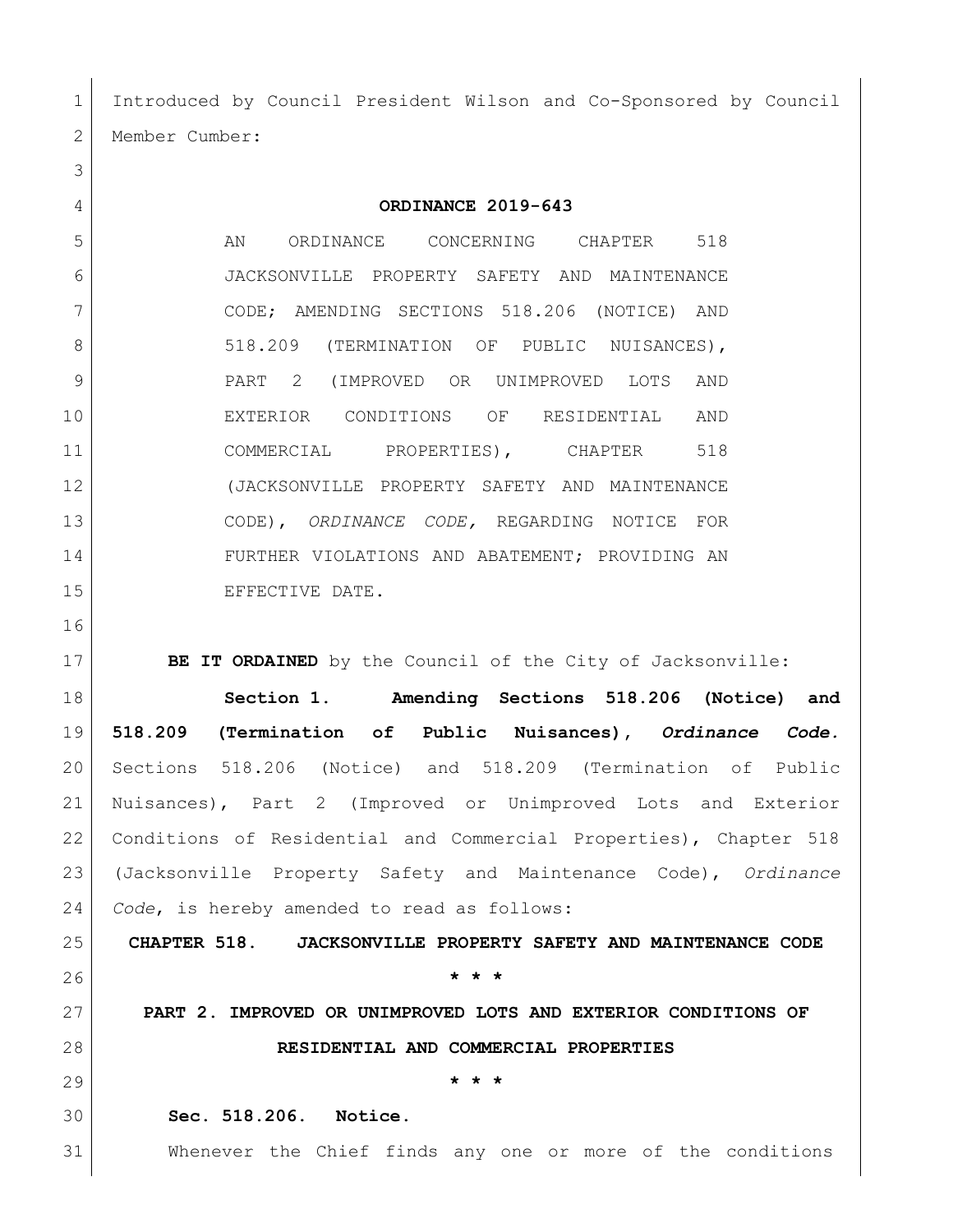Introduced by Council President Wilson and Co-Sponsored by Council Member Cumber:

**ORDINANCE 2019-643**

AN ORDINANCE CONCERNING CHAPTER 518 JACKSONVILLE PROPERTY SAFETY AND MAINTENANCE CODE; AMENDING SECTIONS 518.206 (NOTICE) AND 518.209 (TERMINATION OF PUBLIC NUISANCES), PART 2 (IMPROVED OR UNIMPROVED LOTS AND EXTERIOR CONDITIONS OF RESIDENTIAL AND COMMERCIAL PROPERTIES), CHAPTER 518 (JACKSONVILLE PROPERTY SAFETY AND MAINTENANCE CODE), *ORDINANCE CODE,* REGARDING NOTICE FOR FURTHER VIOLATIONS AND ABATEMENT; PROVIDING AN EFFECTIVE DATE.

**BE IT ORDAINED** by the Council of the City of Jacksonville:

**Section 1. Amending Sections 518.206 (Notice) and 518.209 (Termination of Public Nuisances), *Ordinance Code.*** Sections 518.206 (Notice) and 518.209 (Termination of Public Nuisances), Part 2 (Improved or Unimproved Lots and Exterior Conditions of Residential and Commercial Properties), Chapter 518 (Jacksonville Property Safety and Maintenance Code), *Ordinance Code*, is hereby amended to read as follows:

**CHAPTER 518. JACKSONVILLE PROPERTY SAFETY AND MAINTENANCE CODE**

**\* \* \***

**PART 2. IMPROVED OR UNIMPROVED LOTS AND EXTERIOR CONDITIONS OF RESIDENTIAL AND COMMERCIAL PROPERTIES**

**\* \* \***

**Sec. 518.206. Notice.**

Whenever the Chief finds any one or more of the conditions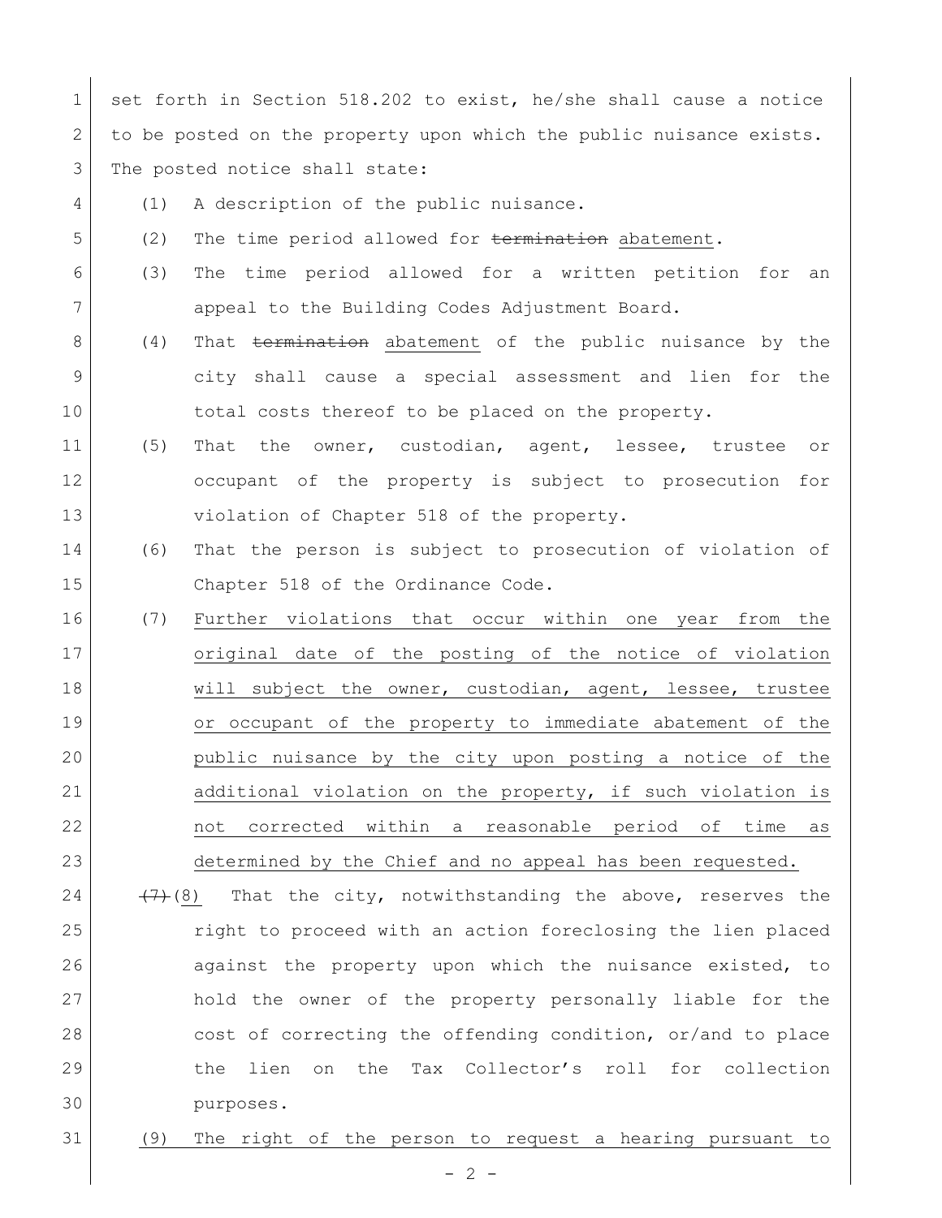set forth in Section 518.202 to exist, he/she shall cause a notice to be posted on the property upon which the public nuisance exists. The posted notice shall state:

(1) A description of the public nuisance.

(2) The time period allowed for ~~termination~~ <u>abatement</u>.

(3) The time period allowed for a written petition for an appeal to the Building Codes Adjustment Board.

(4) That ~~termination~~ <u>abatement</u> of the public nuisance by the city shall cause a special assessment and lien for the total costs thereof to be placed on the property.

(5) That the owner, custodian, agent, lessee, trustee or occupant of the property is subject to prosecution for violation of Chapter 518 of the property.

(6) That the person is subject to prosecution of violation of Chapter 518 of the Ordinance Code.

<u>(7) Further violations that occur within one year from the original date of the posting of the notice of violation will subject the owner, custodian, agent, lessee, trustee or occupant of the property to immediate abatement of the public nuisance by the city upon posting a notice of the additional violation on the property, if such violation is not corrected within a reasonable period of time as determined by the Chief and no appeal has been requested.</u>

~~(7)~~<u>(8)</u> That the city, notwithstanding the above, reserves the right to proceed with an action foreclosing the lien placed against the property upon which the nuisance existed, to hold the owner of the property personally liable for the cost of correcting the offending condition, or/and to place the lien on the Tax Collector's roll for collection purposes.

<u>(9) The right of the person to request a hearing pursuant to</u>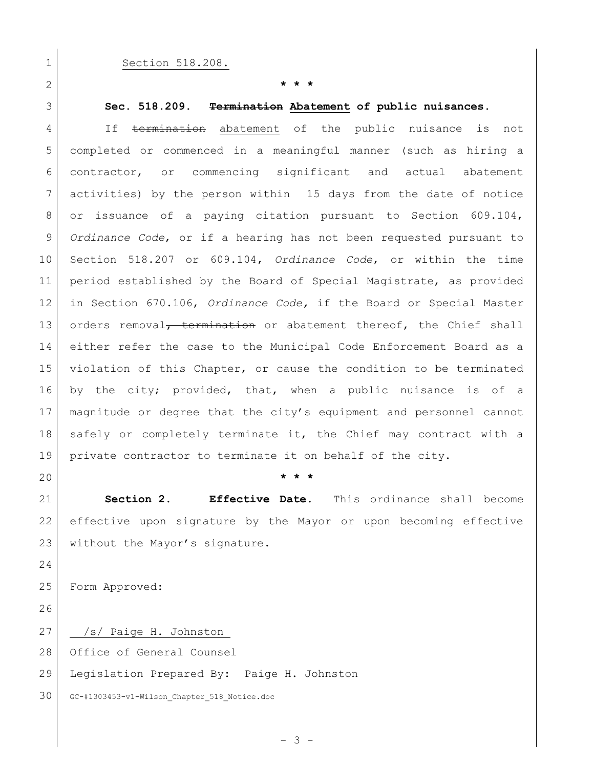Section 518.208.

\* \* \*

**Sec. 518.209. ~~Termination~~ <u>Abatement</u> of public nuisances.**

If ~~termination~~ <u>abatement</u> of the public nuisance is not completed or commenced in a meaningful manner (such as hiring a contractor, or commencing significant and actual abatement activities) by the person within 15 days from the date of notice or issuance of a paying citation pursuant to Section 609.104, *Ordinance Code*, or if a hearing has not been requested pursuant to Section 518.207 or 609.104, *Ordinance Code*, or within the time period established by the Board of Special Magistrate, as provided in Section 670.106, *Ordinance Code,* if the Board or Special Master orders removal~~, termination~~ or abatement thereof, the Chief shall either refer the case to the Municipal Code Enforcement Board as a violation of this Chapter, or cause the condition to be terminated by the city; provided, that, when a public nuisance is of a magnitude or degree that the city's equipment and personnel cannot safely or completely terminate it, the Chief may contract with a private contractor to terminate it on behalf of the city.

\* \* \*

**Section 2. Effective Date.** This ordinance shall become effective upon signature by the Mayor or upon becoming effective without the Mayor's signature.

Form Approved:

/s/ Paige H. Johnston

Office of General Counsel

Legislation Prepared By: Paige H. Johnston

GC-#1303453-v1-Wilson_Chapter_518_Notice.doc